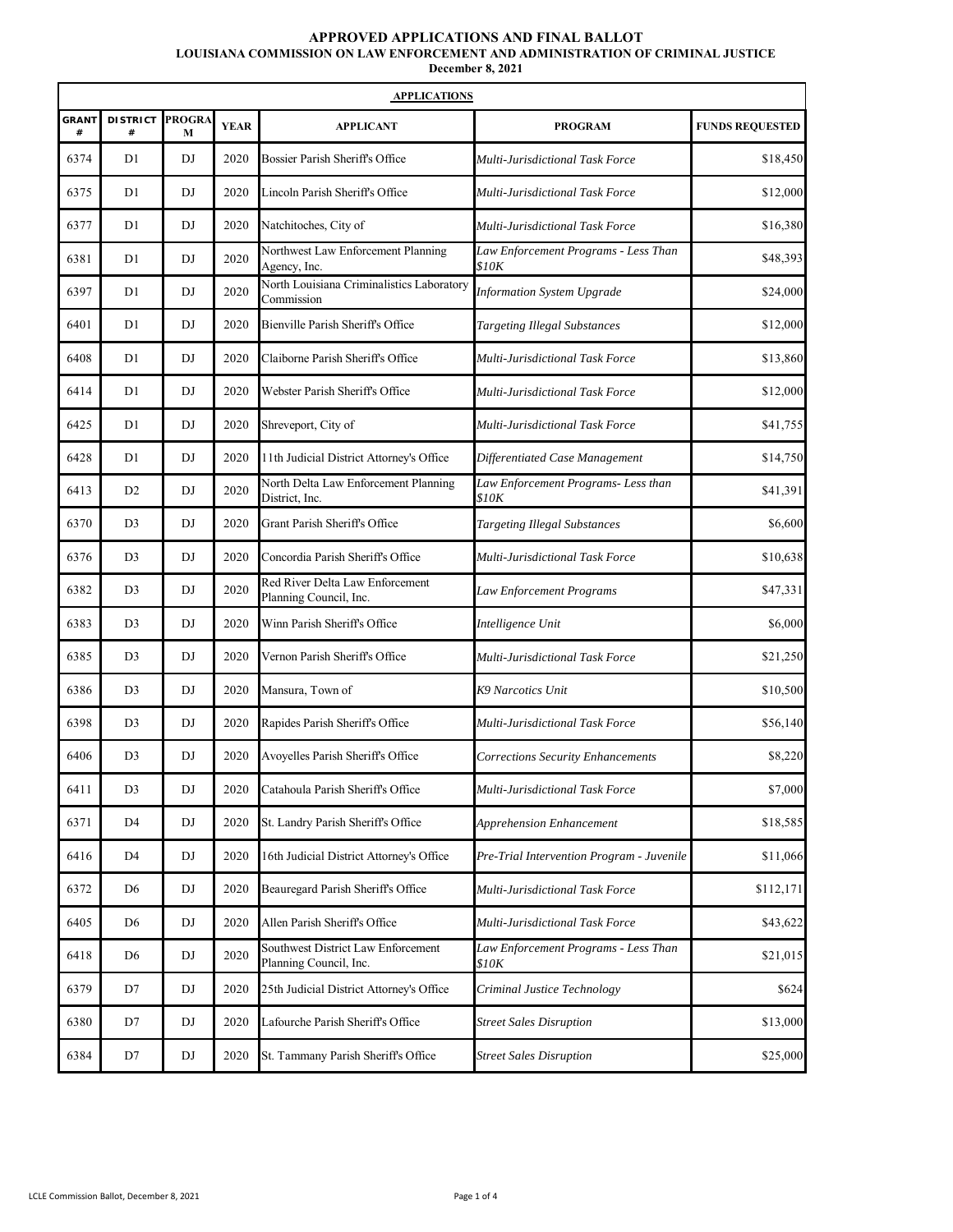# APPROVED APPLICATIONS AND FINAL BALLOT

## LOUISIANA COMMISSION ON LAW ENFORCEMENT AND ADMINISTRATION OF CRIMINAL JUSTICE

**December 8, 2021**

| **APPLICATIONS** | | | | | | |
|---|---|---|---|---|---|---|
| **GRANT #** | **DISTRICT #** | **PROGRAM** | **YEAR** | **APPLICANT** | **PROGRAM** | **FUNDS REQUESTED** |
| 6374 | D1 | DJ | 2020 | Bossier Parish Sheriff's Office | *Multi-Jurisdictional Task Force* | $18,450 |
| 6375 | D1 | DJ | 2020 | Lincoln Parish Sheriff's Office | *Multi-Jurisdictional Task Force* | $12,000 |
| 6377 | D1 | DJ | 2020 | Natchitoches, City of | *Multi-Jurisdictional Task Force* | $16,380 |
| 6381 | D1 | DJ | 2020 | Northwest Law Enforcement Planning Agency, Inc. | *Law Enforcement Programs - Less Than $10K* | $48,393 |
| 6397 | D1 | DJ | 2020 | North Louisiana Criminalistics Laboratory Commission | *Information System Upgrade* | $24,000 |
| 6401 | D1 | DJ | 2020 | Bienville Parish Sheriff's Office | *Targeting Illegal Substances* | $12,000 |
| 6408 | D1 | DJ | 2020 | Claiborne Parish Sheriff's Office | *Multi-Jurisdictional Task Force* | $13,860 |
| 6414 | D1 | DJ | 2020 | Webster Parish Sheriff's Office | *Multi-Jurisdictional Task Force* | $12,000 |
| 6425 | D1 | DJ | 2020 | Shreveport, City of | *Multi-Jurisdictional Task Force* | $41,755 |
| 6428 | D1 | DJ | 2020 | 11th Judicial District Attorney's Office | *Differentiated Case Management* | $14,750 |
| 6413 | D2 | DJ | 2020 | North Delta Law Enforcement Planning District, Inc. | *Law Enforcement Programs- Less than $10K* | $41,391 |
| 6370 | D3 | DJ | 2020 | Grant Parish Sheriff's Office | *Targeting Illegal Substances* | $6,600 |
| 6376 | D3 | DJ | 2020 | Concordia Parish Sheriff's Office | *Multi-Jurisdictional Task Force* | $10,638 |
| 6382 | D3 | DJ | 2020 | Red River Delta Law Enforcement Planning Council, Inc. | *Law Enforcement Programs* | $47,331 |
| 6383 | D3 | DJ | 2020 | Winn Parish Sheriff's Office | *Intelligence Unit* | $6,000 |
| 6385 | D3 | DJ | 2020 | Vernon Parish Sheriff's Office | *Multi-Jurisdictional Task Force* | $21,250 |
| 6386 | D3 | DJ | 2020 | Mansura, Town of | *K9 Narcotics Unit* | $10,500 |
| 6398 | D3 | DJ | 2020 | Rapides Parish Sheriff's Office | *Multi-Jurisdictional Task Force* | $56,140 |
| 6406 | D3 | DJ | 2020 | Avoyelles Parish Sheriff's Office | *Corrections Security Enhancements* | $8,220 |
| 6411 | D3 | DJ | 2020 | Catahoula Parish Sheriff's Office | *Multi-Jurisdictional Task Force* | $7,000 |
| 6371 | D4 | DJ | 2020 | St. Landry Parish Sheriff's Office | *Apprehension Enhancement* | $18,585 |
| 6416 | D4 | DJ | 2020 | 16th Judicial District Attorney's Office | *Pre-Trial Intervention Program - Juvenile* | $11,066 |
| 6372 | D6 | DJ | 2020 | Beauregard Parish Sheriff's Office | *Multi-Jurisdictional Task Force* | $112,171 |
| 6405 | D6 | DJ | 2020 | Allen Parish Sheriff's Office | *Multi-Jurisdictional Task Force* | $43,622 |
| 6418 | D6 | DJ | 2020 | Southwest District Law Enforcement Planning Council, Inc. | *Law Enforcement Programs - Less Than $10K* | $21,015 |
| 6379 | D7 | DJ | 2020 | 25th Judicial District Attorney's Office | *Criminal Justice Technology* | $624 |
| 6380 | D7 | DJ | 2020 | Lafourche Parish Sheriff's Office | *Street Sales Disruption* | $13,000 |
| 6384 | D7 | DJ | 2020 | St. Tammany Parish Sheriff's Office | *Street Sales Disruption* | $25,000 |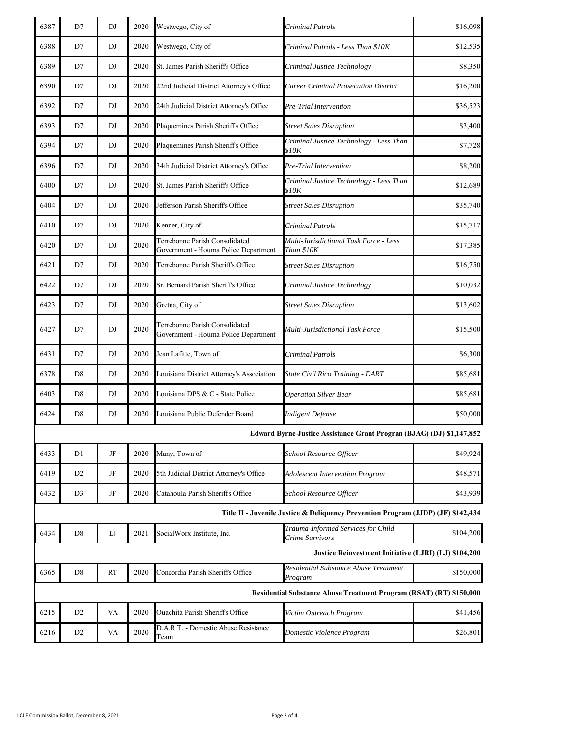| | | | | | | |
|---|---|---|---|---|---|---|
| 6387 | D7 | DJ | 2020 | Westwego, City of | *Criminal Patrols* | $16,098 |
| 6388 | D7 | DJ | 2020 | Westwego, City of | *Criminal Patrols - Less Than $10K* | $12,535 |
| 6389 | D7 | DJ | 2020 | St. James Parish Sheriff's Office | *Criminal Justice Technology* | $8,350 |
| 6390 | D7 | DJ | 2020 | 22nd Judicial District Attorney's Office | *Career Criminal Prosecution District* | $16,200 |
| 6392 | D7 | DJ | 2020 | 24th Judicial District Attorney's Office | *Pre-Trial Intervention* | $36,523 |
| 6393 | D7 | DJ | 2020 | Plaquemines Parish Sheriff's Office | *Street Sales Disruption* | $3,400 |
| 6394 | D7 | DJ | 2020 | Plaquemines Parish Sheriff's Office | *Criminal Justice Technology - Less Than $10K* | $7,728 |
| 6396 | D7 | DJ | 2020 | 34th Judicial District Attorney's Office | *Pre-Trial Intervention* | $8,200 |
| 6400 | D7 | DJ | 2020 | St. James Parish Sheriff's Office | *Criminal Justice Technology - Less Than $10K* | $12,689 |
| 6404 | D7 | DJ | 2020 | Jefferson Parish Sheriff's Office | *Street Sales Disruption* | $35,740 |
| 6410 | D7 | DJ | 2020 | Kenner, City of | *Criminal Patrols* | $15,717 |
| 6420 | D7 | DJ | 2020 | Terrebonne Parish Consolidated Government - Houma Police Department | *Multi-Jurisdictional Task Force - Less Than $10K* | $17,385 |
| 6421 | D7 | DJ | 2020 | Terrebonne Parish Sheriff's Office | *Street Sales Disruption* | $16,750 |
| 6422 | D7 | DJ | 2020 | Sr. Bernard Parish Sheriff's Office | *Criminal Justice Technology* | $10,032 |
| 6423 | D7 | DJ | 2020 | Gretna, City of | *Street Sales Disruption* | $13,602 |
| 6427 | D7 | DJ | 2020 | Terrebonne Parish Consolidated Government - Houma Police Department | *Multi-Jurisdictional Task Force* | $15,500 |
| 6431 | D7 | DJ | 2020 | Jean Lafitte, Town of | *Criminal Patrols* | $6,300 |
| 6378 | D8 | DJ | 2020 | Louisiana District Attorney's Association | *State Civil Rico Training - DART* | $85,681 |
| 6403 | D8 | DJ | 2020 | Louisiana DPS & C - State Police | *Operation Silver Bear* | $85,681 |
| 6424 | D8 | DJ | 2020 | Louisiana Public Defender Board | *Indigent Defense* | $50,000 |
| | | | | | **Edward Byrne Justice Assistance Grant Progran (BJAG) (DJ) $1,147,852** | |
| 6433 | D1 | JF | 2020 | Many, Town of | *School Resource Officer* | $49,924 |
| 6419 | D2 | JF | 2020 | 5th Judicial District Attorney's Office | *Adolescent Intervention Program* | $48,571 |
| 6432 | D3 | JF | 2020 | Catahoula Parish Sheriff's Office | *School Resource Officer* | $43,939 |
| | | | | | **Title II - Juvenile Justice & Deliquency Prevention Program (JJDP) (JF) $142,434** | |
| 6434 | D8 | LJ | 2021 | SocialWorx Institute, Inc. | *Trauma-Informed Services for Child Crime Survivors* | $104,200 |
| | | | | | **Justice Reinvestment Initiative (LJRI) (LJ) $104,200** | |
| 6365 | D8 | RT | 2020 | Concordia Parish Sheriff's Office | *Residential Substance Abuse Treatment Program* | $150,000 |
| | | | | | **Residential Substance Abuse Treatment Program (RSAT) (RT) $150,000** | |
| 6215 | D2 | VA | 2020 | Ouachita Parish Sheriff's Office | *Victim Outreach Program* | $41,456 |
| 6216 | D2 | VA | 2020 | D.A.R.T. - Domestic Abuse Resistance Team | *Domestic Violence Program* | $26,801 |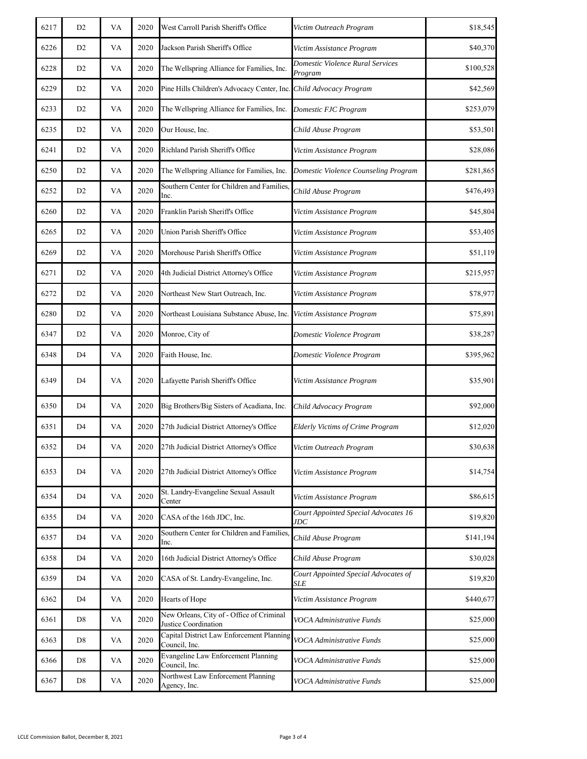| | | | | | | |
|---|---|---|---|---|---|---|
| 6217 | D2 | VA | 2020 | West Carroll Parish Sheriff's Office | *Victim Outreach Program* | $18,545 |
| 6226 | D2 | VA | 2020 | Jackson Parish Sheriff's Office | *Victim Assistance Program* | $40,370 |
| 6228 | D2 | VA | 2020 | The Wellspring Alliance for Families, Inc. | *Domestic Violence Rural Services Program* | $100,528 |
| 6229 | D2 | VA | 2020 | Pine Hills Children's Advocacy Center, Inc. | *Child Advocacy Program* | $42,569 |
| 6233 | D2 | VA | 2020 | The Wellspring Alliance for Families, Inc. | *Domestic FJC Program* | $253,079 |
| 6235 | D2 | VA | 2020 | Our House, Inc. | *Child Abuse Program* | $53,501 |
| 6241 | D2 | VA | 2020 | Richland Parish Sheriff's Office | *Victim Assistance Program* | $28,086 |
| 6250 | D2 | VA | 2020 | The Wellspring Alliance for Families, Inc. | *Domestic Violence Counseling Program* | $281,865 |
| 6252 | D2 | VA | 2020 | Southern Center for Children and Families, Inc. | *Child Abuse Program* | $476,493 |
| 6260 | D2 | VA | 2020 | Franklin Parish Sheriff's Office | *Victim Assistance Program* | $45,804 |
| 6265 | D2 | VA | 2020 | Union Parish Sheriff's Office | *Victim Assistance Program* | $53,405 |
| 6269 | D2 | VA | 2020 | Morehouse Parish Sheriff's Office | *Victim Assistance Program* | $51,119 |
| 6271 | D2 | VA | 2020 | 4th Judicial District Attorney's Office | *Victim Assistance Program* | $215,957 |
| 6272 | D2 | VA | 2020 | Northeast New Start Outreach, Inc. | *Victim Assistance Program* | $78,977 |
| 6280 | D2 | VA | 2020 | Northeast Louisiana Substance Abuse, Inc. | *Victim Assistance Program* | $75,891 |
| 6347 | D2 | VA | 2020 | Monroe, City of | *Domestic Violence Program* | $38,287 |
| 6348 | D4 | VA | 2020 | Faith House, Inc. | *Domestic Violence Program* | $395,962 |
| 6349 | D4 | VA | 2020 | Lafayette Parish Sheriff's Office | *Victim Assistance Program* | $35,901 |
| 6350 | D4 | VA | 2020 | Big Brothers/Big Sisters of Acadiana, Inc. | *Child Advocacy Program* | $92,000 |
| 6351 | D4 | VA | 2020 | 27th Judicial District Attorney's Office | *Elderly Victims of Crime Program* | $12,020 |
| 6352 | D4 | VA | 2020 | 27th Judicial District Attorney's Office | *Victim Outreach Program* | $30,638 |
| 6353 | D4 | VA | 2020 | 27th Judicial District Attorney's Office | *Victim Assistance Program* | $14,754 |
| 6354 | D4 | VA | 2020 | St. Landry-Evangeline Sexual Assault Center | *Victim Assistance Program* | $86,615 |
| 6355 | D4 | VA | 2020 | CASA of the 16th JDC, Inc. | *Court Appointed Special Advocates 16 JDC* | $19,820 |
| 6357 | D4 | VA | 2020 | Southern Center for Children and Families, Inc. | *Child Abuse Program* | $141,194 |
| 6358 | D4 | VA | 2020 | 16th Judicial District Attorney's Office | *Child Abuse Program* | $30,028 |
| 6359 | D4 | VA | 2020 | CASA of St. Landry-Evangeline, Inc. | *Court Appointed Special Advocates of SLE* | $19,820 |
| 6362 | D4 | VA | 2020 | Hearts of Hope | *Victim Assistance Program* | $440,677 |
| 6361 | D8 | VA | 2020 | New Orleans, City of - Office of Criminal Justice Coordination | *VOCA Administrative Funds* | $25,000 |
| 6363 | D8 | VA | 2020 | Capital District Law Enforcement Planning Council, Inc. | *VOCA Administrative Funds* | $25,000 |
| 6366 | D8 | VA | 2020 | Evangeline Law Enforcement Planning Council, Inc. | *VOCA Administrative Funds* | $25,000 |
| 6367 | D8 | VA | 2020 | Northwest Law Enforcement Planning Agency, Inc. | *VOCA Administrative Funds* | $25,000 |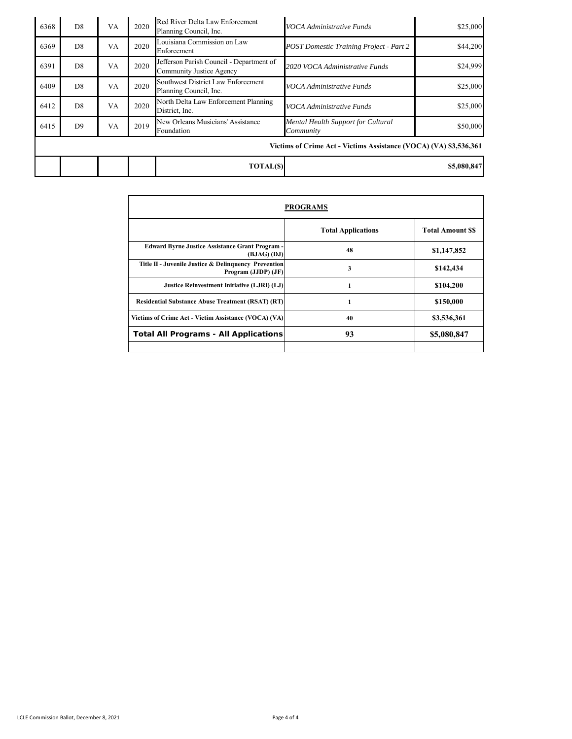| | | | | | | |
|---|---|---|---|---|---|---|
| 6368 | D8 | VA | 2020 | Red River Delta Law Enforcement Planning Council, Inc. | *VOCA Administrative Funds* | $25,000 |
| 6369 | D8 | VA | 2020 | Louisiana Commission on Law Enforcement | *POST Domestic Training Project - Part 2* | $44,200 |
| 6391 | D8 | VA | 2020 | Jefferson Parish Council - Department of Community Justice Agency | *2020 VOCA Administrative Funds* | $24,999 |
| 6409 | D8 | VA | 2020 | Southwest District Law Enforcement Planning Council, Inc. | *VOCA Administrative Funds* | $25,000 |
| 6412 | D8 | VA | 2020 | North Delta Law Enforcement Planning District, Inc. | *VOCA Administrative Funds* | $25,000 |
| 6415 | D9 | VA | 2019 | New Orleans Musicians' Assistance Foundation | *Mental Health Support for Cultural Community* | $50,000 |
| | | | | | **Victims of Crime Act - Victims Assistance (VOCA) (VA) $3,536,361** | |
| | | | | **TOTAL($)** | | **$5,080,847** |

| **PROGRAMS** | | |
|---|---|---|
| | **Total Applications** | **Total Amount $$** |
| **Edward Byrne Justice Assistance Grant Program - (BJAG) (DJ)** | **48** | **$1,147,852** |
| **Title II - Juvenile Justice & Delinquency Prevention Program (JJDP) (JF)** | **3** | **$142,434** |
| **Justice Reinvestment Initiative (LJRI) (LJ)** | **1** | **$104,200** |
| **Residential Substance Abuse Treatment (RSAT) (RT)** | **1** | **$150,000** |
| **Victims of Crime Act - Victim Assistance (VOCA) (VA)** | **40** | **$3,536,361** |
| **Total All Programs - All Applications** | **93** | **$5,080,847** |